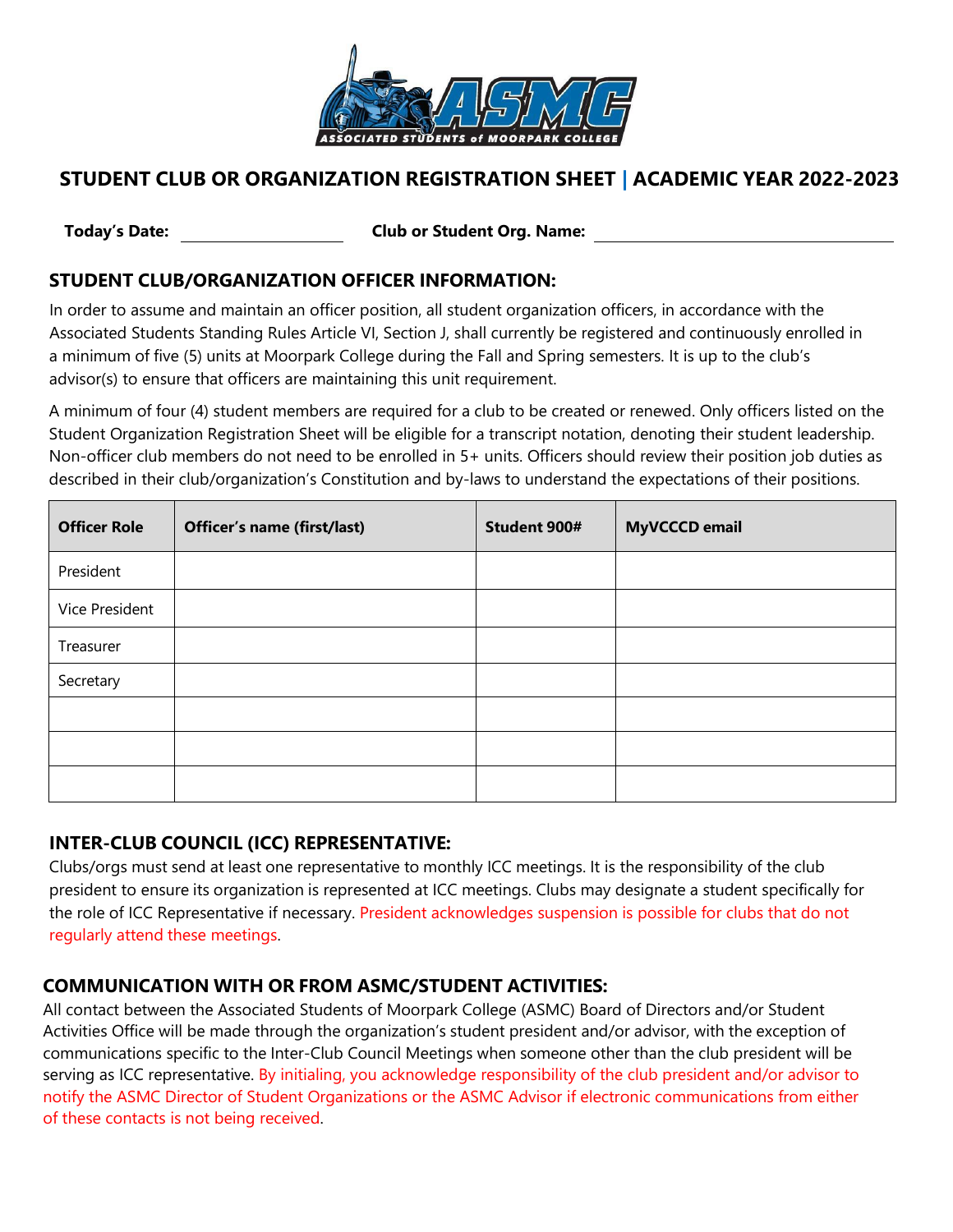# STUDENT CLUB OR ORGANIZATION REGISTRATION SHEET | ACADEMIC YEAR 2022-2023

**Today's Date:** ____________________ **Club or Student Org. Name:** ________________________________

## STUDENT CLUB/ORGANIZATION OFFICER INFORMATION:

In order to assume and maintain an officer position, all student organization officers, in accordance with the Associated Students Standing Rules Article VI, Section J, shall currently be registered and continuously enrolled in a minimum of five (5) units at Moorpark College during the Fall and Spring semesters. It is up to the club's advisor(s) to ensure that officers are maintaining this unit requirement.

A minimum of four (4) student members are required for a club to be created or renewed. Only officers listed on the Student Organization Registration Sheet will be eligible for a transcript notation, denoting their student leadership. Non-officer club members do not need to be enrolled in 5+ units. Officers should review their position job duties as described in their club/organization's Constitution and by-laws to understand the expectations of their positions.

| Officer Role | Officer's name (first/last) | Student 900# | MyVCCCD email |
|---|---|---|---|
| President | | | |
| Vice President | | | |
| Treasurer | | | |
| Secretary | | | |
| | | | |
| | | | |
| | | | |

## INTER-CLUB COUNCIL (ICC) REPRESENTATIVE:

Clubs/orgs must send at least one representative to monthly ICC meetings. It is the responsibility of the club president to ensure its organization is represented at ICC meetings. Clubs may designate a student specifically for the role of ICC Representative if necessary. President acknowledges suspension is possible for clubs that do not regularly attend these meetings.

## COMMUNICATION WITH OR FROM ASMC/STUDENT ACTIVITIES:

All contact between the Associated Students of Moorpark College (ASMC) Board of Directors and/or Student Activities Office will be made through the organization's student president and/or advisor, with the exception of communications specific to the Inter-Club Council Meetings when someone other than the club president will be serving as ICC representative. By initialing, you acknowledge responsibility of the club president and/or advisor to notify the ASMC Director of Student Organizations or the ASMC Advisor if electronic communications from either of these contacts is not being received.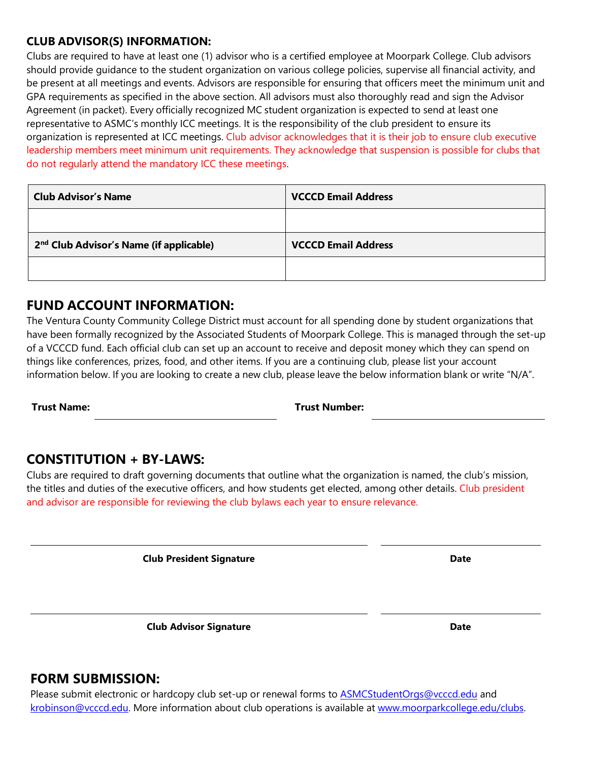## CLUB ADVISOR(S) INFORMATION:

Clubs are required to have at least one (1) advisor who is a certified employee at Moorpark College. Club advisors should provide guidance to the student organization on various college policies, supervise all financial activity, and be present at all meetings and events. Advisors are responsible for ensuring that officers meet the minimum unit and GPA requirements as specified in the above section. All advisors must also thoroughly read and sign the Advisor Agreement (in packet). Every officially recognized MC student organization is expected to send at least one representative to ASMC's monthly ICC meetings. It is the responsibility of the club president to ensure its organization is represented at ICC meetings. Club advisor acknowledges that it is their job to ensure club executive leadership members meet minimum unit requirements. They acknowledge that suspension is possible for clubs that do not regularly attend the mandatory ICC these meetings.

| Club Advisor's Name | VCCCD Email Address |
|---|---|
| | |
| **2nd Club Advisor's Name (if applicable)** | **VCCCD Email Address** |
| | |

## FUND ACCOUNT INFORMATION:

The Ventura County Community College District must account for all spending done by student organizations that have been formally recognized by the Associated Students of Moorpark College. This is managed through the set-up of a VCCCD fund. Each official club can set up an account to receive and deposit money which they can spend on things like conferences, prizes, food, and other items. If you are a continuing club, please list your account information below. If you are looking to create a new club, please leave the below information blank or write "N/A".

**Trust Name:** ______________________ **Trust Number:** ______________________

## CONSTITUTION + BY-LAWS:

Clubs are required to draft governing documents that outline what the organization is named, the club's mission, the titles and duties of the executive officers, and how students get elected, among other details. Club president and advisor are responsible for reviewing the club bylaws each year to ensure relevance.

______________________________________ ______________________

**Club President Signature** **Date**

______________________________________ ______________________

**Club Advisor Signature** **Date**

## FORM SUBMISSION:

Please submit electronic or hardcopy club set-up or renewal forms to ASMCStudentOrgs@vcccd.edu and krobinson@vcccd.edu. More information about club operations is available at www.moorparkcollege.edu/clubs.